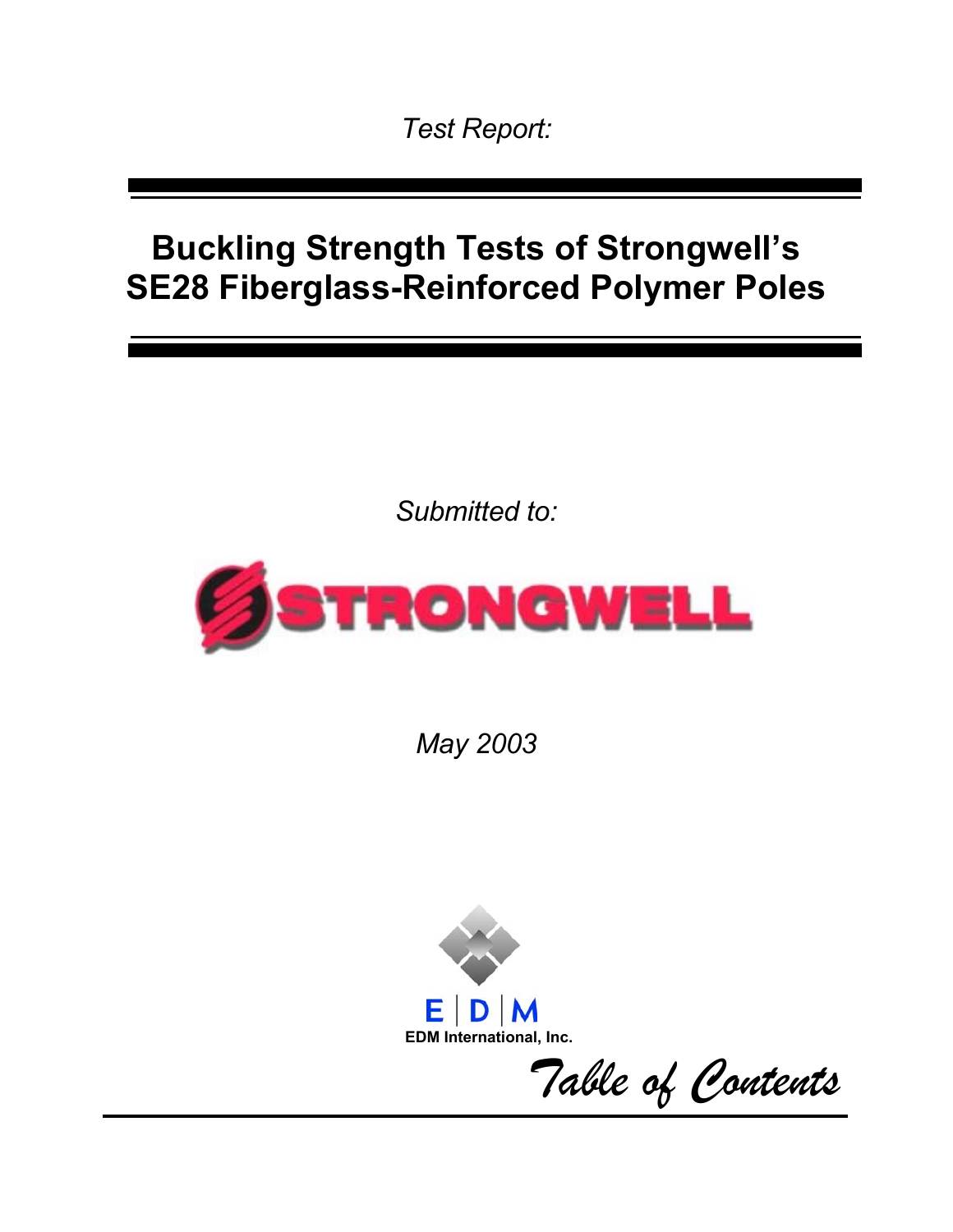*Test Report:*

# Buckling Strength Tests of Strongwell's SE28 Fiberglass-Reinforced Polymer Poles

*Submitted to:*

STRONGWELL

*May 2003*

E | D | M

EDM International, Inc.

*Table of Contents*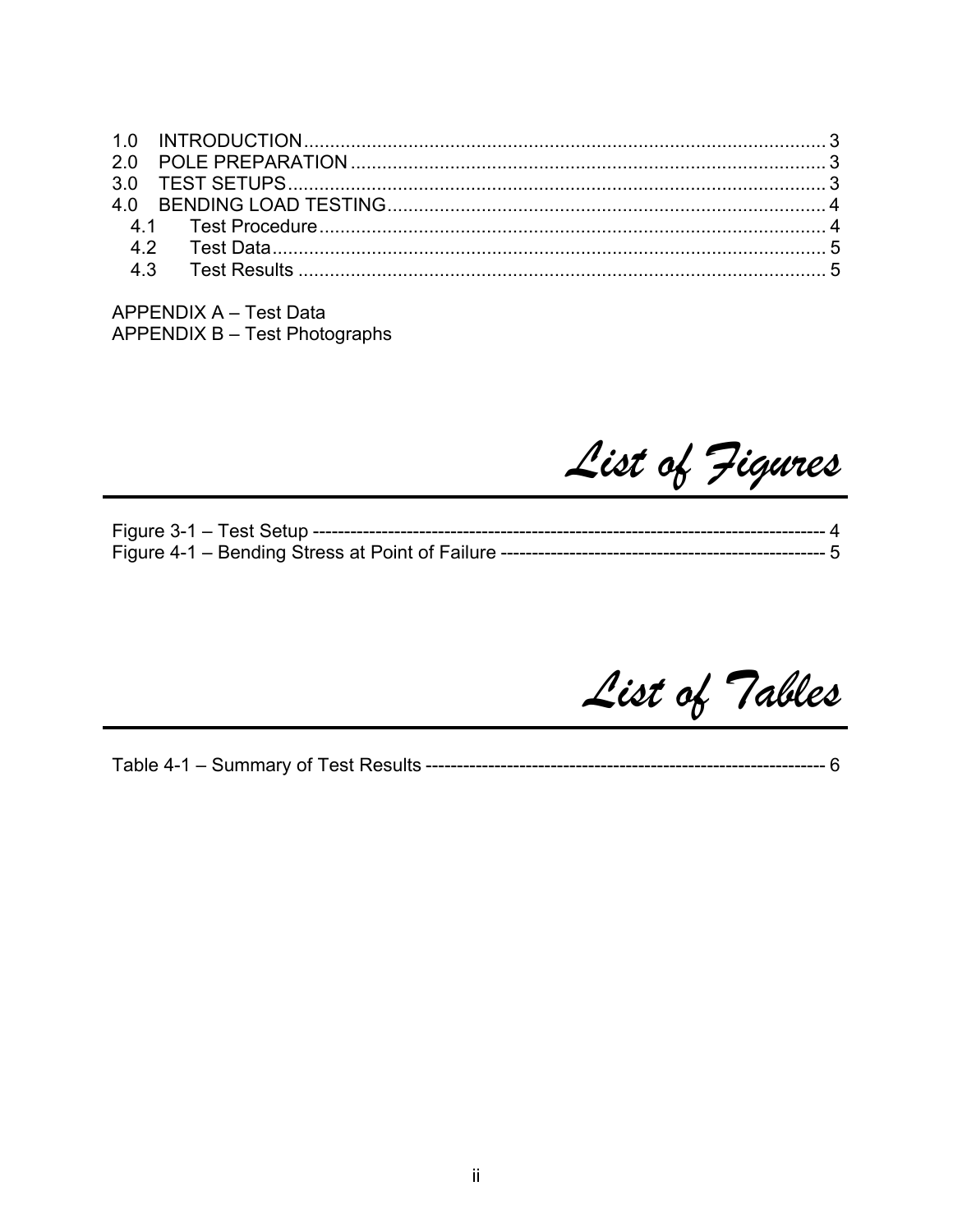1.0 INTRODUCTION .......... 3
2.0 POLE PREPARATION .......... 3
3.0 TEST SETUPS .......... 3
4.0 BENDING LOAD TESTING .......... 4
  4.1 Test Procedure .......... 4
  4.2 Test Data .......... 5
  4.3 Test Results .......... 5

APPENDIX A – Test Data
APPENDIX B – Test Photographs

## *List of Figures*

Figure 3-1 – Test Setup ---------- 4
Figure 4-1 – Bending Stress at Point of Failure ---------- 5

## *List of Tables*

Table 4-1 – Summary of Test Results ---------- 6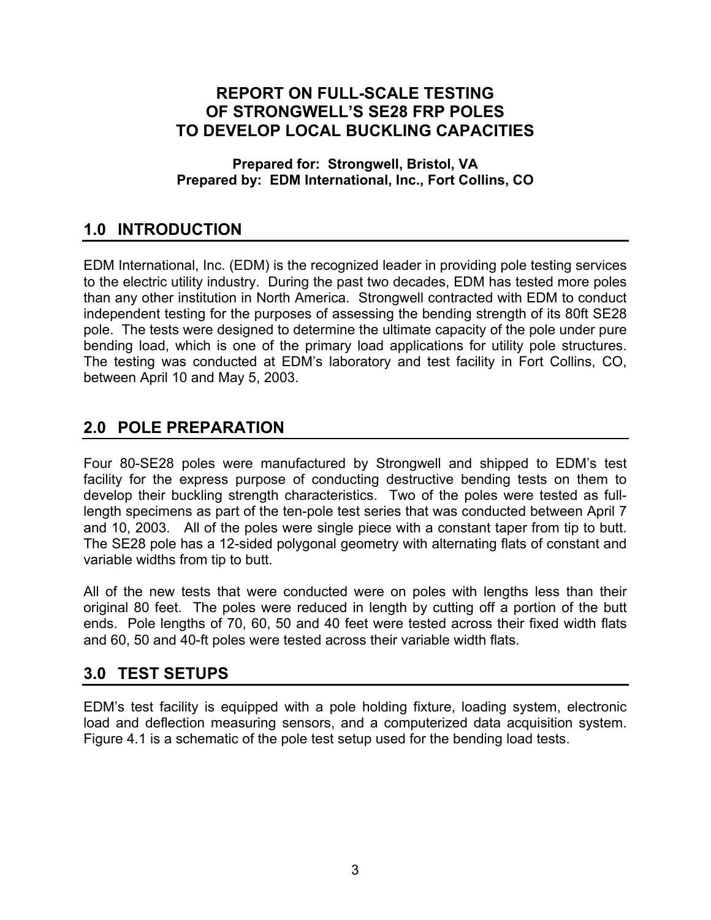# REPORT ON FULL-SCALE TESTING OF STRONGWELL'S SE28 FRP POLES TO DEVELOP LOCAL BUCKLING CAPACITIES

**Prepared for: Strongwell, Bristol, VA**
**Prepared by: EDM International, Inc., Fort Collins, CO**

## 1.0 INTRODUCTION

EDM International, Inc. (EDM) is the recognized leader in providing pole testing services to the electric utility industry. During the past two decades, EDM has tested more poles than any other institution in North America. Strongwell contracted with EDM to conduct independent testing for the purposes of assessing the bending strength of its 80ft SE28 pole. The tests were designed to determine the ultimate capacity of the pole under pure bending load, which is one of the primary load applications for utility pole structures. The testing was conducted at EDM's laboratory and test facility in Fort Collins, CO, between April 10 and May 5, 2003.

## 2.0 POLE PREPARATION

Four 80-SE28 poles were manufactured by Strongwell and shipped to EDM's test facility for the express purpose of conducting destructive bending tests on them to develop their buckling strength characteristics. Two of the poles were tested as full-length specimens as part of the ten-pole test series that was conducted between April 7 and 10, 2003. All of the poles were single piece with a constant taper from tip to butt. The SE28 pole has a 12-sided polygonal geometry with alternating flats of constant and variable widths from tip to butt.

All of the new tests that were conducted were on poles with lengths less than their original 80 feet. The poles were reduced in length by cutting off a portion of the butt ends. Pole lengths of 70, 60, 50 and 40 feet were tested across their fixed width flats and 60, 50 and 40-ft poles were tested across their variable width flats.

## 3.0 TEST SETUPS

EDM's test facility is equipped with a pole holding fixture, loading system, electronic load and deflection measuring sensors, and a computerized data acquisition system. Figure 4.1 is a schematic of the pole test setup used for the bending load tests.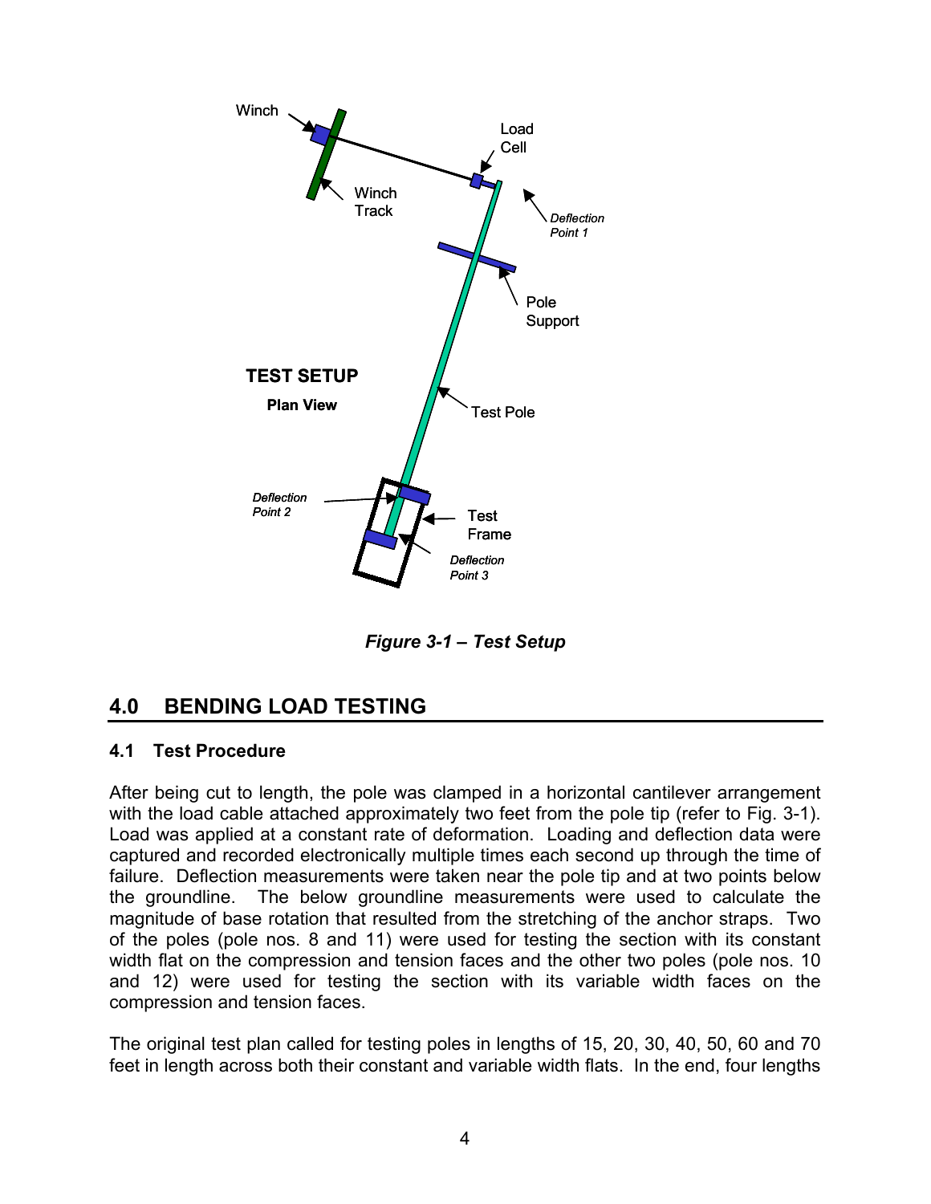*Figure 3-1 – Test Setup*

## 4.0 BENDING LOAD TESTING

### 4.1 Test Procedure

After being cut to length, the pole was clamped in a horizontal cantilever arrangement with the load cable attached approximately two feet from the pole tip (refer to Fig. 3-1). Load was applied at a constant rate of deformation. Loading and deflection data were captured and recorded electronically multiple times each second up through the time of failure. Deflection measurements were taken near the pole tip and at two points below the groundline. The below groundline measurements were used to calculate the magnitude of base rotation that resulted from the stretching of the anchor straps. Two of the poles (pole nos. 8 and 11) were used for testing the section with its constant width flat on the compression and tension faces and the other two poles (pole nos. 10 and 12) were used for testing the section with its variable width faces on the compression and tension faces.

The original test plan called for testing poles in lengths of 15, 20, 30, 40, 50, 60 and 70 feet in length across both their constant and variable width flats. In the end, four lengths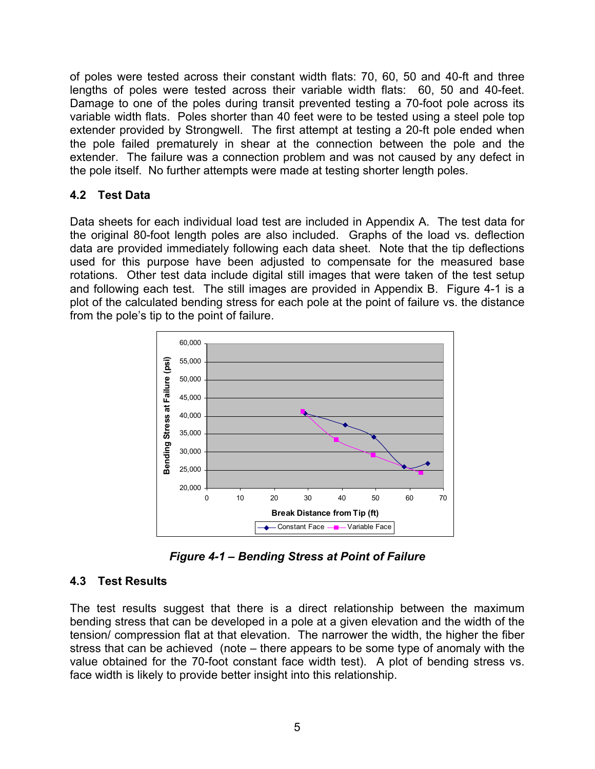of poles were tested across their constant width flats: 70, 60, 50 and 40-ft and three lengths of poles were tested across their variable width flats: 60, 50 and 40-feet. Damage to one of the poles during transit prevented testing a 70-foot pole across its variable width flats. Poles shorter than 40 feet were to be tested using a steel pole top extender provided by Strongwell. The first attempt at testing a 20-ft pole ended when the pole failed prematurely in shear at the connection between the pole and the extender. The failure was a connection problem and was not caused by any defect in the pole itself. No further attempts were made at testing shorter length poles.

## 4.2 Test Data

Data sheets for each individual load test are included in Appendix A. The test data for the original 80-foot length poles are also included. Graphs of the load vs. deflection data are provided immediately following each data sheet. Note that the tip deflections used for this purpose have been adjusted to compensate for the measured base rotations. Other test data include digital still images that were taken of the test setup and following each test. The still images are provided in Appendix B. Figure 4-1 is a plot of the calculated bending stress for each pole at the point of failure vs. the distance from the pole's tip to the point of failure.

*Figure 4-1 – Bending Stress at Point of Failure*

## 4.3 Test Results

The test results suggest that there is a direct relationship between the maximum bending stress that can be developed in a pole at a given elevation and the width of the tension/ compression flat at that elevation. The narrower the width, the higher the fiber stress that can be achieved (note – there appears to be some type of anomaly with the value obtained for the 70-foot constant face width test). A plot of bending stress vs. face width is likely to provide better insight into this relationship.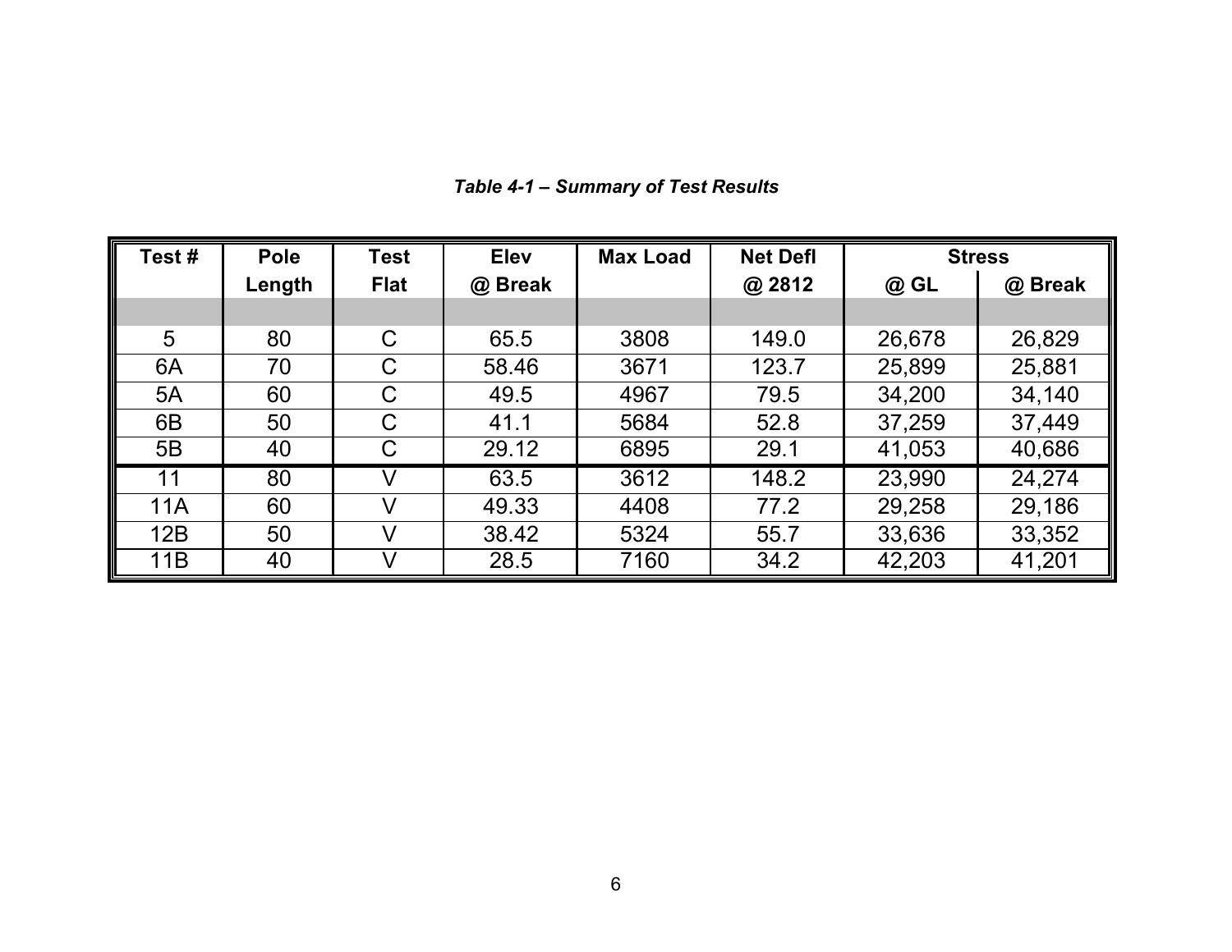*Table 4-1 – Summary of Test Results*

| Test # | Pole Length | Test Flat | Elev @ Break | Max Load | Net Defl @ 2812 | Stress | |
|---|---|---|---|---|---|---|---|
| | | | | | | @ GL | @ Break |
| 5 | 80 | C | 65.5 | 3808 | 149.0 | 26,678 | 26,829 |
| 6A | 70 | C | 58.46 | 3671 | 123.7 | 25,899 | 25,881 |
| 5A | 60 | C | 49.5 | 4967 | 79.5 | 34,200 | 34,140 |
| 6B | 50 | C | 41.1 | 5684 | 52.8 | 37,259 | 37,449 |
| 5B | 40 | C | 29.12 | 6895 | 29.1 | 41,053 | 40,686 |
| 11 | 80 | V | 63.5 | 3612 | 148.2 | 23,990 | 24,274 |
| 11A | 60 | V | 49.33 | 4408 | 77.2 | 29,258 | 29,186 |
| 12B | 50 | V | 38.42 | 5324 | 55.7 | 33,636 | 33,352 |
| 11B | 40 | V | 28.5 | 7160 | 34.2 | 42,203 | 41,201 |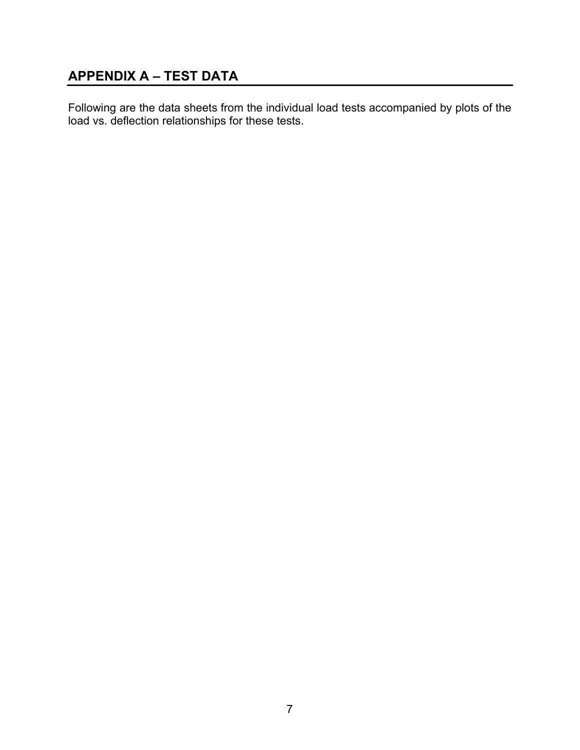## APPENDIX A – TEST DATA

Following are the data sheets from the individual load tests accompanied by plots of the load vs. deflection relationships for these tests.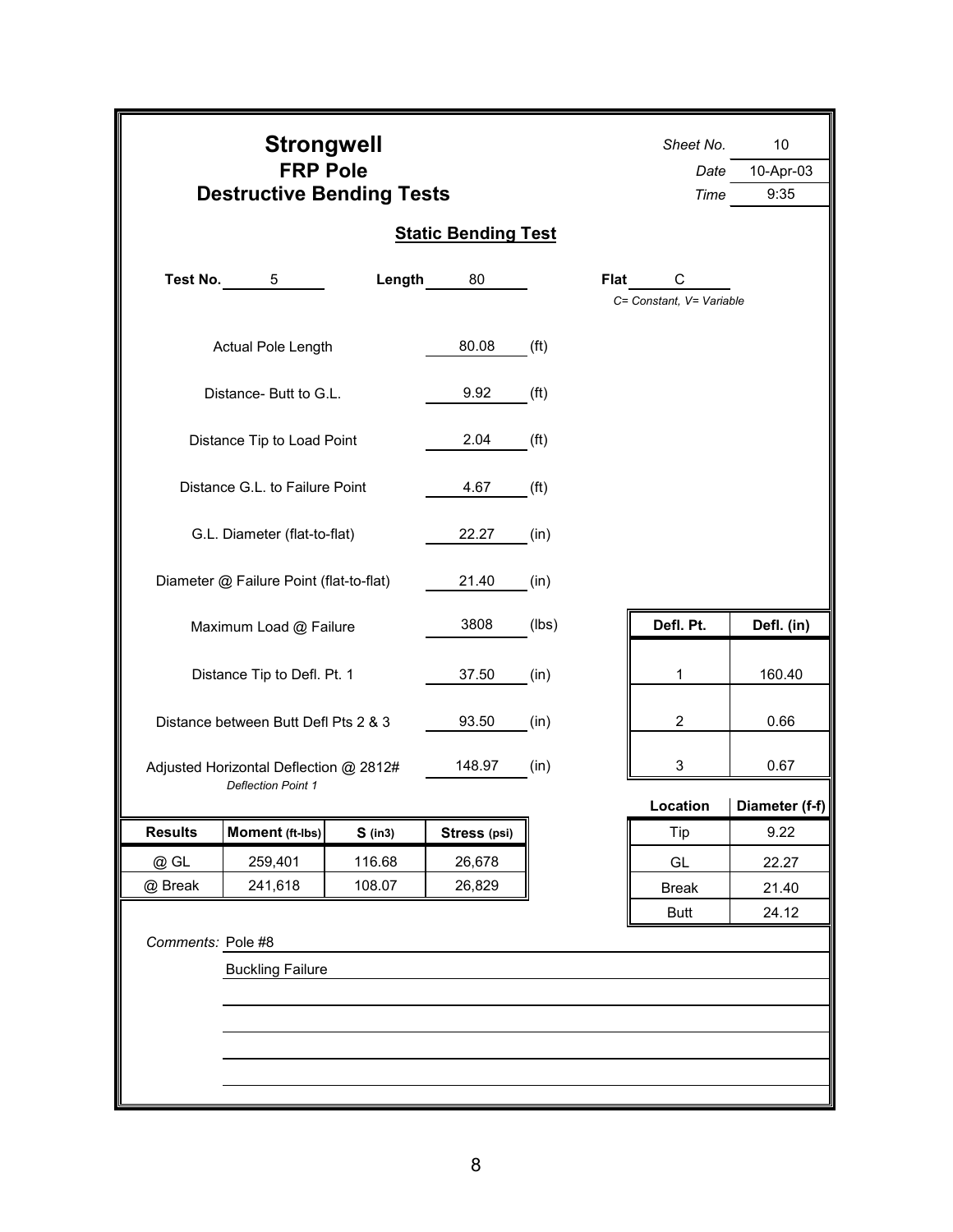# Strongwell

## FRP Pole

## Destructive Bending Tests

*Sheet No.* 10

*Date* 10-Apr-03

*Time* 9:35

### Static Bending Test

**Test No.** 5 **Length** 80 **Flat** C

*C= Constant, V= Variable*

| | | |
|---|---|---|
| Actual Pole Length | 80.08 | (ft) |
| Distance- Butt to G.L. | 9.92 | (ft) |
| Distance Tip to Load Point | 2.04 | (ft) |
| Distance G.L. to Failure Point | 4.67 | (ft) |
| G.L. Diameter (flat-to-flat) | 22.27 | (in) |
| Diameter @ Failure Point (flat-to-flat) | 21.40 | (in) |
| Maximum Load @ Failure | 3808 | (lbs) |
| Distance Tip to Defl. Pt. 1 | 37.50 | (in) |
| Distance between Butt Defl Pts 2 & 3 | 93.50 | (in) |
| Adjusted Horizontal Deflection @ 2812# *Deflection Point 1* | 148.97 | (in) |

| Defl. Pt. | Defl. (in) |
|---|---|
| 1 | 160.40 |
| 2 | 0.66 |
| 3 | 0.67 |

| Location | Diameter (f-f) |
|---|---|
| Tip | 9.22 |
| GL | 22.27 |
| Break | 21.40 |
| Butt | 24.12 |

| Results | Moment (ft-lbs) | S (in3) | Stress (psi) |
|---|---|---|---|
| @ GL | 259,401 | 116.68 | 26,678 |
| @ Break | 241,618 | 108.07 | 26,829 |

*Comments:* Pole #8

Buckling Failure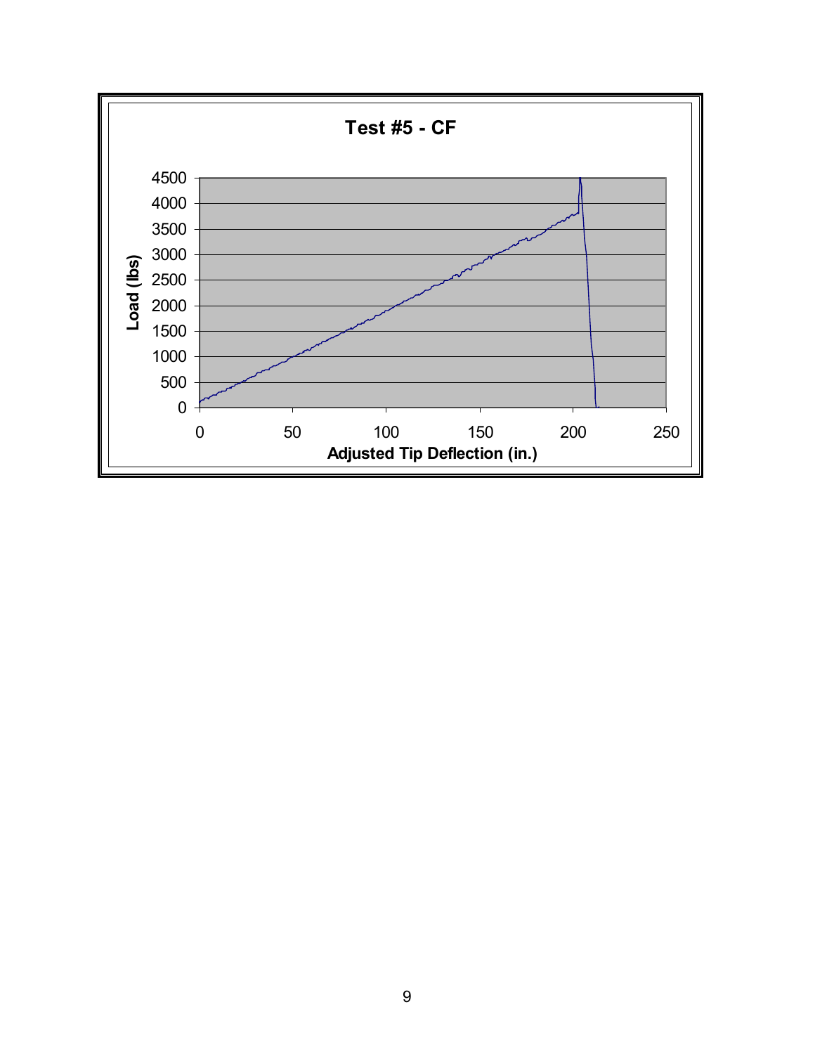**Test #5 - CF**

Load (lbs)

Adjusted Tip Deflection (in.)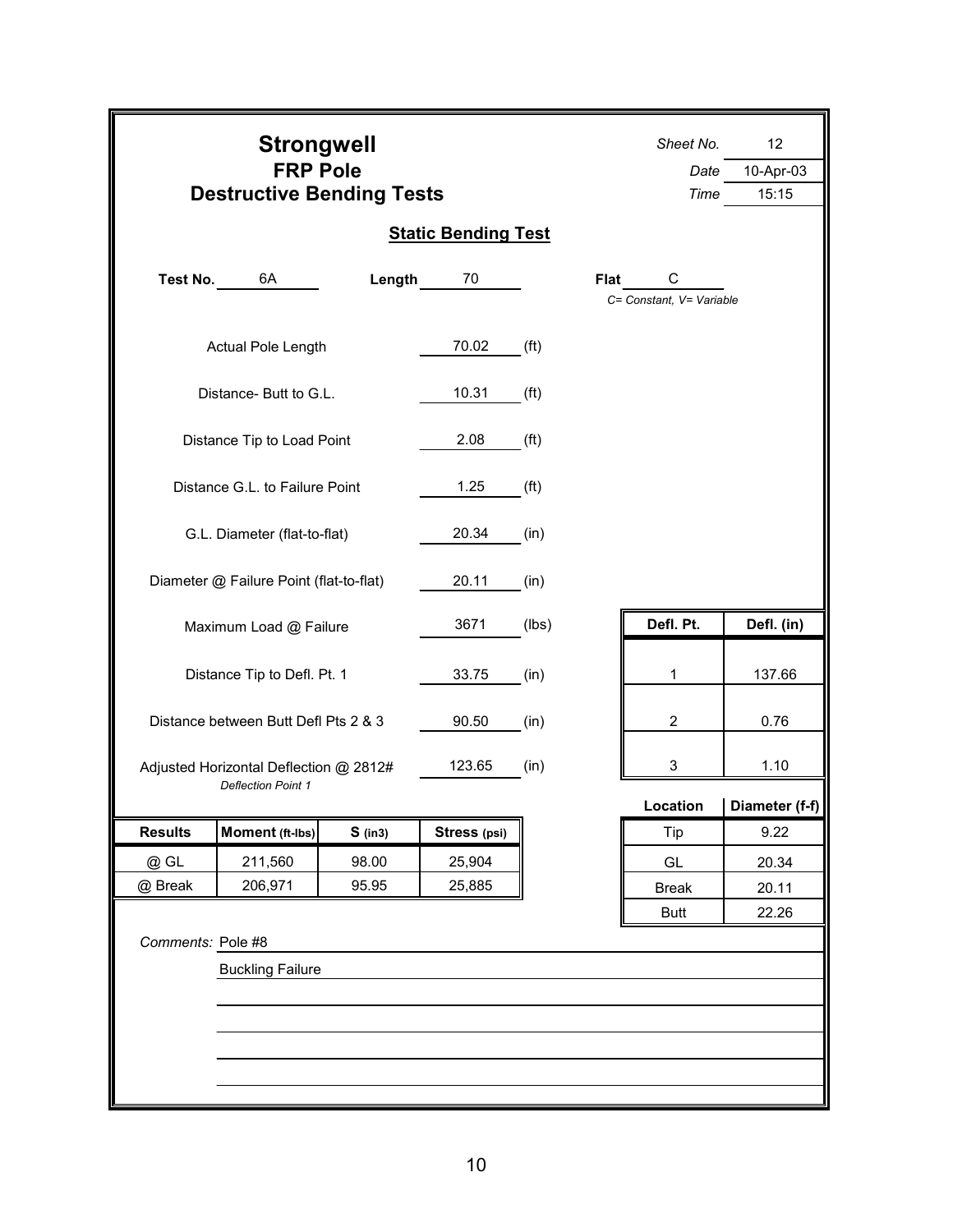# Strongwell

## FRP Pole

## Destructive Bending Tests

*Sheet No.* 12
*Date* 10-Apr-03
*Time* 15:15

### Static Bending Test

**Test No.** 6A **Length** 70 **Flat** C
*C= Constant, V= Variable*

| | | |
|---|---|---|
| Actual Pole Length | 70.02 | (ft) |
| Distance- Butt to G.L. | 10.31 | (ft) |
| Distance Tip to Load Point | 2.08 | (ft) |
| Distance G.L. to Failure Point | 1.25 | (ft) |
| G.L. Diameter (flat-to-flat) | 20.34 | (in) |
| Diameter @ Failure Point (flat-to-flat) | 20.11 | (in) |
| Maximum Load @ Failure | 3671 | (lbs) |
| Distance Tip to Defl. Pt. 1 | 33.75 | (in) |
| Distance between Butt Defl Pts 2 & 3 | 90.50 | (in) |
| Adjusted Horizontal Deflection @ 2812# *Deflection Point 1* | 123.65 | (in) |

| Defl. Pt. | Defl. (in) |
|---|---|
| 1 | 137.66 |
| 2 | 0.76 |
| 3 | 1.10 |

| Results | Moment (ft-lbs) | S (in3) | Stress (psi) |
|---|---|---|---|
| @ GL | 211,560 | 98.00 | 25,904 |
| @ Break | 206,971 | 95.95 | 25,885 |

| Location | Diameter (f-f) |
|---|---|
| Tip | 9.22 |
| GL | 20.34 |
| Break | 20.11 |
| Butt | 22.26 |

*Comments:* Pole #8

Buckling Failure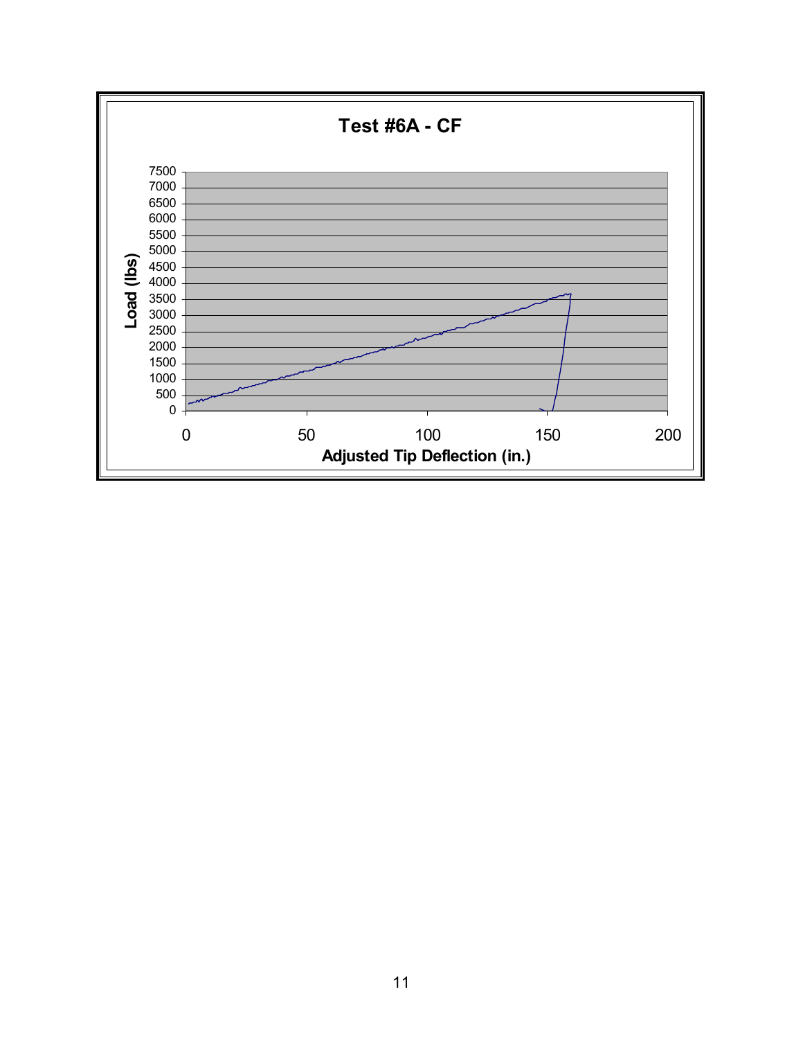**Test #6A - CF**

Load (lbs)

Adjusted Tip Deflection (in.)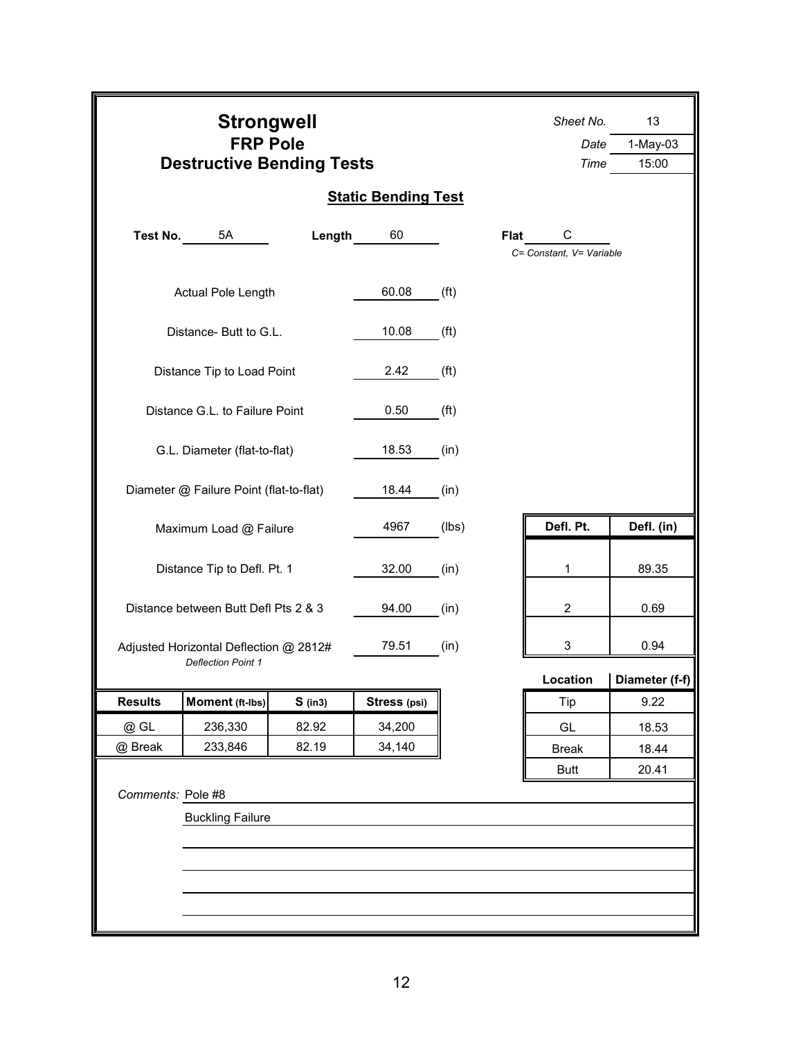# Strongwell
## FRP Pole
## Destructive Bending Tests

*Sheet No.* 13
*Date* 1-May-03
*Time* 15:00

### Static Bending Test

**Test No.** 5A  **Length** 60  **Flat** C
*C= Constant, V= Variable*

| | | |
|---|---|---|
| Actual Pole Length | 60.08 | (ft) |
| Distance- Butt to G.L. | 10.08 | (ft) |
| Distance Tip to Load Point | 2.42 | (ft) |
| Distance G.L. to Failure Point | 0.50 | (ft) |
| G.L. Diameter (flat-to-flat) | 18.53 | (in) |
| Diameter @ Failure Point (flat-to-flat) | 18.44 | (in) |
| Maximum Load @ Failure | 4967 | (lbs) |
| Distance Tip to Defl. Pt. 1 | 32.00 | (in) |
| Distance between Butt Defl Pts 2 & 3 | 94.00 | (in) |
| Adjusted Horizontal Deflection @ 2812# *Deflection Point 1* | 79.51 | (in) |

| Defl. Pt. | Defl. (in) |
|---|---|
| 1 | 89.35 |
| 2 | 0.69 |
| 3 | 0.94 |

| Location | Diameter (f-f) |
|---|---|
| Tip | 9.22 |
| GL | 18.53 |
| Break | 18.44 |
| Butt | 20.41 |

| Results | Moment (ft-lbs) | S (in3) | Stress (psi) |
|---|---|---|---|
| @ GL | 236,330 | 82.92 | 34,200 |
| @ Break | 233,846 | 82.19 | 34,140 |

*Comments:* Pole #8

Buckling Failure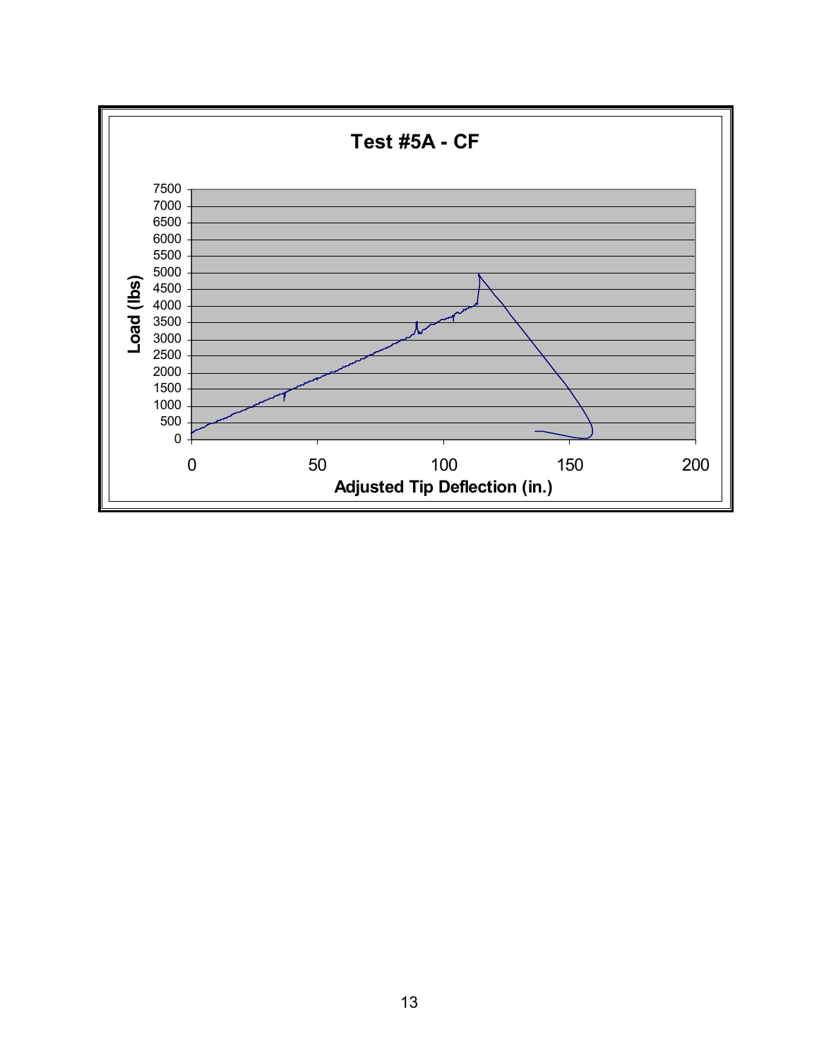**Test #5A - CF**

Load (lbs)

Adjusted Tip Deflection (in.)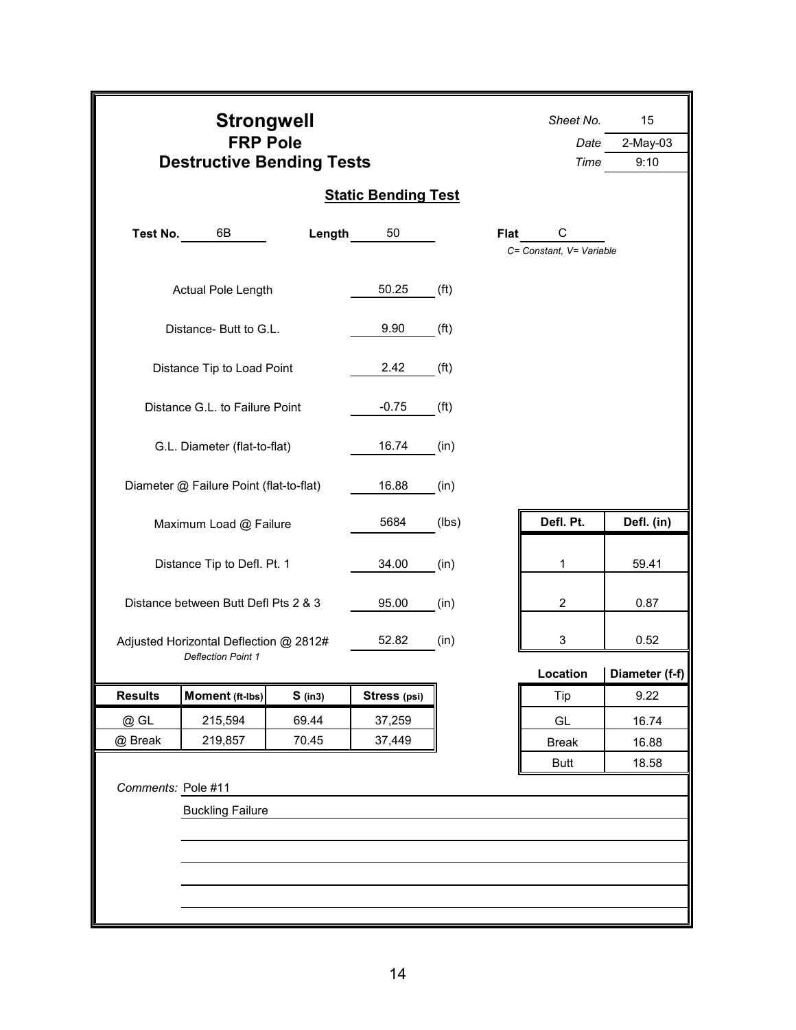# Strongwell

## FRP Pole

## Destructive Bending Tests

*Sheet No.* 15
*Date* 2-May-03
*Time* 9:10

### Static Bending Test

**Test No.** 6B **Length** 50 **Flat** C
*C= Constant, V= Variable*

| | | |
|---|---|---|
| Actual Pole Length | 50.25 | (ft) |
| Distance- Butt to G.L. | 9.90 | (ft) |
| Distance Tip to Load Point | 2.42 | (ft) |
| Distance G.L. to Failure Point | -0.75 | (ft) |
| G.L. Diameter (flat-to-flat) | 16.74 | (in) |
| Diameter @ Failure Point (flat-to-flat) | 16.88 | (in) |
| Maximum Load @ Failure | 5684 | (lbs) |
| Distance Tip to Defl. Pt. 1 | 34.00 | (in) |
| Distance between Butt Defl Pts 2 & 3 | 95.00 | (in) |
| Adjusted Horizontal Deflection @ 2812# *Deflection Point 1* | 52.82 | (in) |

| Defl. Pt. | Defl. (in) |
|---|---|
| 1 | 59.41 |
| 2 | 0.87 |
| 3 | 0.52 |

| Location | Diameter (f-f) |
|---|---|
| Tip | 9.22 |
| GL | 16.74 |
| Break | 16.88 |
| Butt | 18.58 |

| Results | Moment (ft-lbs) | S (in3) | Stress (psi) |
|---|---|---|---|
| @ GL | 215,594 | 69.44 | 37,259 |
| @ Break | 219,857 | 70.45 | 37,449 |

*Comments:* Pole #11

Buckling Failure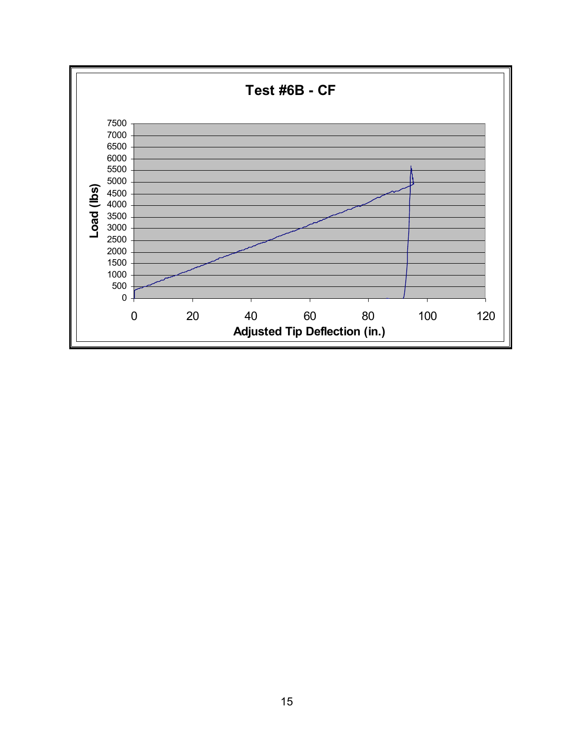**Test #6B - CF**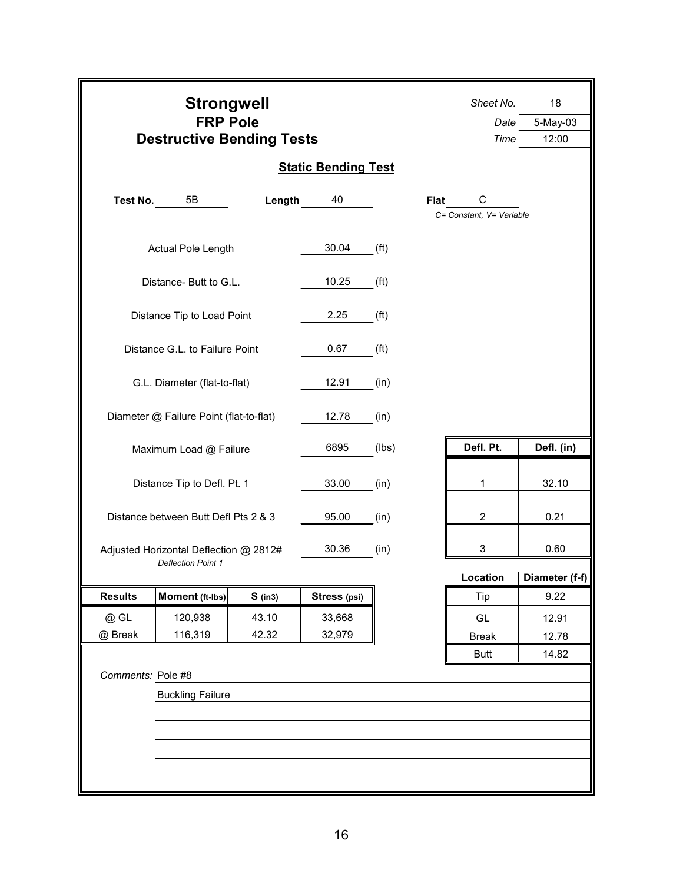# Strongwell

## FRP Pole

## Destructive Bending Tests

*Sheet No.* 18
*Date* 5-May-03
*Time* 12:00

### Static Bending Test

**Test No.** 5B **Length** 40 **Flat** C
*C= Constant, V= Variable*

| | | |
|---|---|---|
| Actual Pole Length | 30.04 | (ft) |
| Distance- Butt to G.L. | 10.25 | (ft) |
| Distance Tip to Load Point | 2.25 | (ft) |
| Distance G.L. to Failure Point | 0.67 | (ft) |
| G.L. Diameter (flat-to-flat) | 12.91 | (in) |
| Diameter @ Failure Point (flat-to-flat) | 12.78 | (in) |
| Maximum Load @ Failure | 6895 | (lbs) |
| Distance Tip to Defl. Pt. 1 | 33.00 | (in) |
| Distance between Butt Defl Pts 2 & 3 | 95.00 | (in) |
| Adjusted Horizontal Deflection @ 2812# *Deflection Point 1* | 30.36 | (in) |

| Defl. Pt. | Defl. (in) |
|---|---|
| 1 | 32.10 |
| 2 | 0.21 |
| 3 | 0.60 |

| Results | Moment (ft-lbs) | S (in3) | Stress (psi) |
|---|---|---|---|
| @ GL | 120,938 | 43.10 | 33,668 |
| @ Break | 116,319 | 42.32 | 32,979 |

| Location | Diameter (f-f) |
|---|---|
| Tip | 9.22 |
| GL | 12.91 |
| Break | 12.78 |
| Butt | 14.82 |

*Comments:* Pole #8

Buckling Failure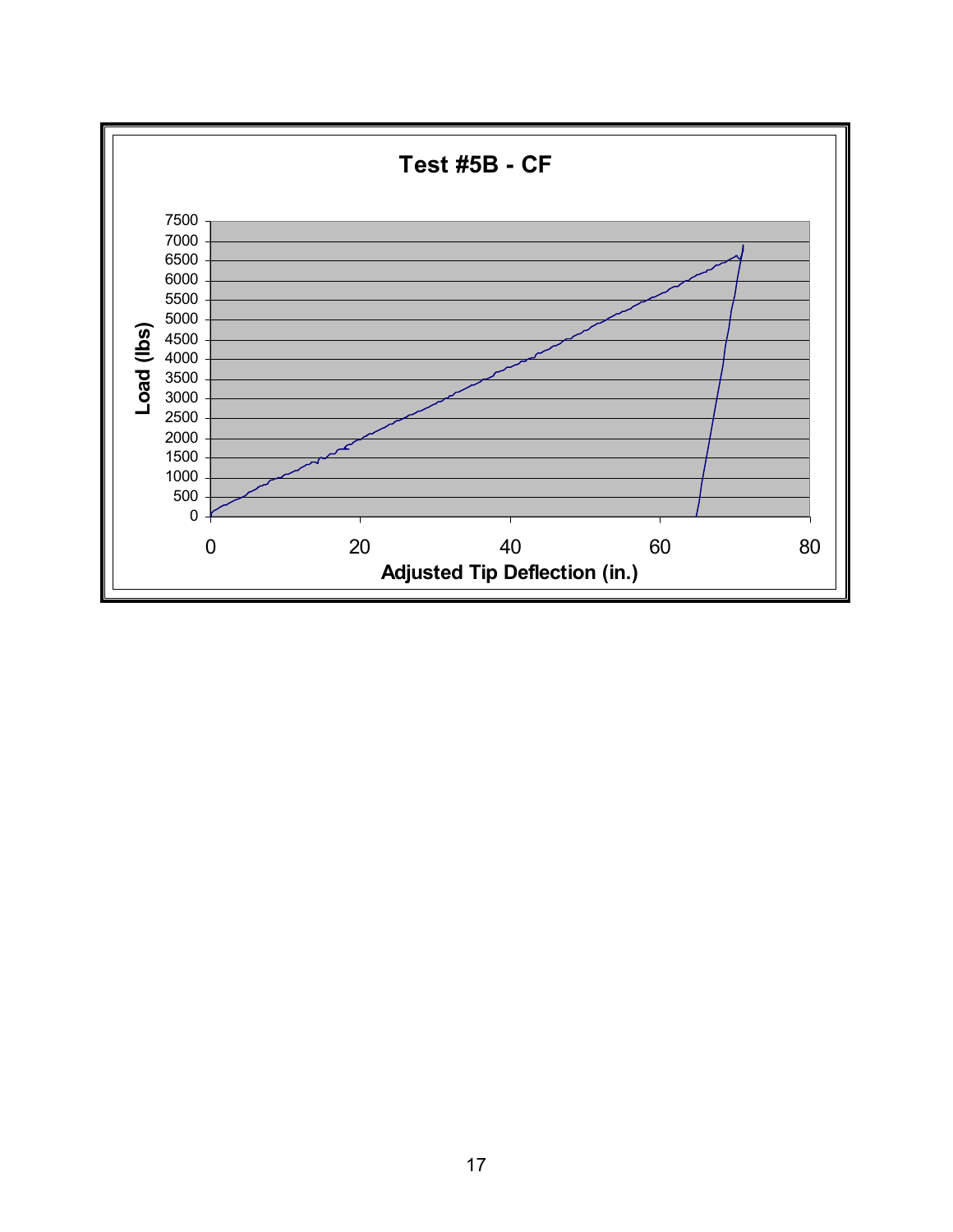**Test #5B - CF**

Load (lbs) vs. Adjusted Tip Deflection (in.)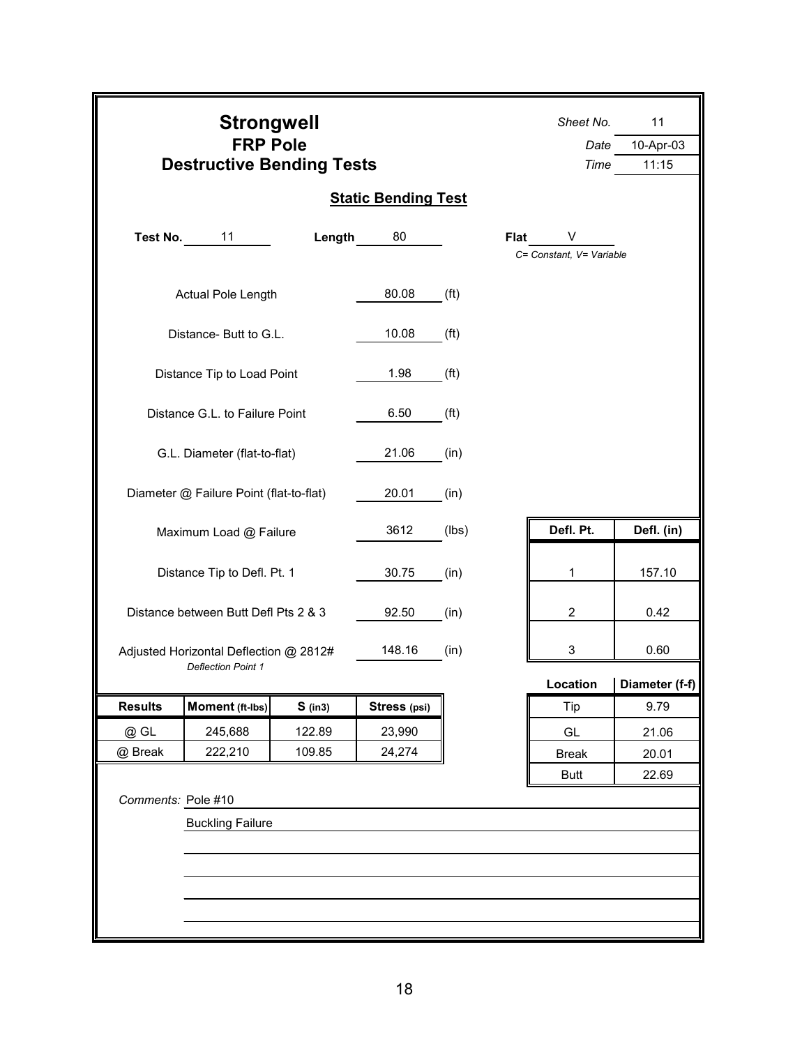# Strongwell

## FRP Pole

## Destructive Bending Tests

*Sheet No.* 11

*Date* 10-Apr-03

*Time* 11:15

### Static Bending Test

**Test No.** 11 **Length** 80 **Flat** V

*C= Constant, V= Variable*

| | | |
|---|---|---|
| Actual Pole Length | 80.08 | (ft) |
| Distance- Butt to G.L. | 10.08 | (ft) |
| Distance Tip to Load Point | 1.98 | (ft) |
| Distance G.L. to Failure Point | 6.50 | (ft) |
| G.L. Diameter (flat-to-flat) | 21.06 | (in) |
| Diameter @ Failure Point (flat-to-flat) | 20.01 | (in) |
| Maximum Load @ Failure | 3612 | (lbs) |
| Distance Tip to Defl. Pt. 1 | 30.75 | (in) |
| Distance between Butt Defl Pts 2 & 3 | 92.50 | (in) |
| Adjusted Horizontal Deflection @ 2812# *Deflection Point 1* | 148.16 | (in) |

| Defl. Pt. | Defl. (in) |
|---|---|
| 1 | 157.10 |
| 2 | 0.42 |
| 3 | 0.60 |

| Results | Moment (ft-lbs) | S (in3) | Stress (psi) |
|---|---|---|---|
| @ GL | 245,688 | 122.89 | 23,990 |
| @ Break | 222,210 | 109.85 | 24,274 |

| Location | Diameter (f-f) |
|---|---|
| Tip | 9.79 |
| GL | 21.06 |
| Break | 20.01 |
| Butt | 22.69 |

*Comments:* Pole #10

Buckling Failure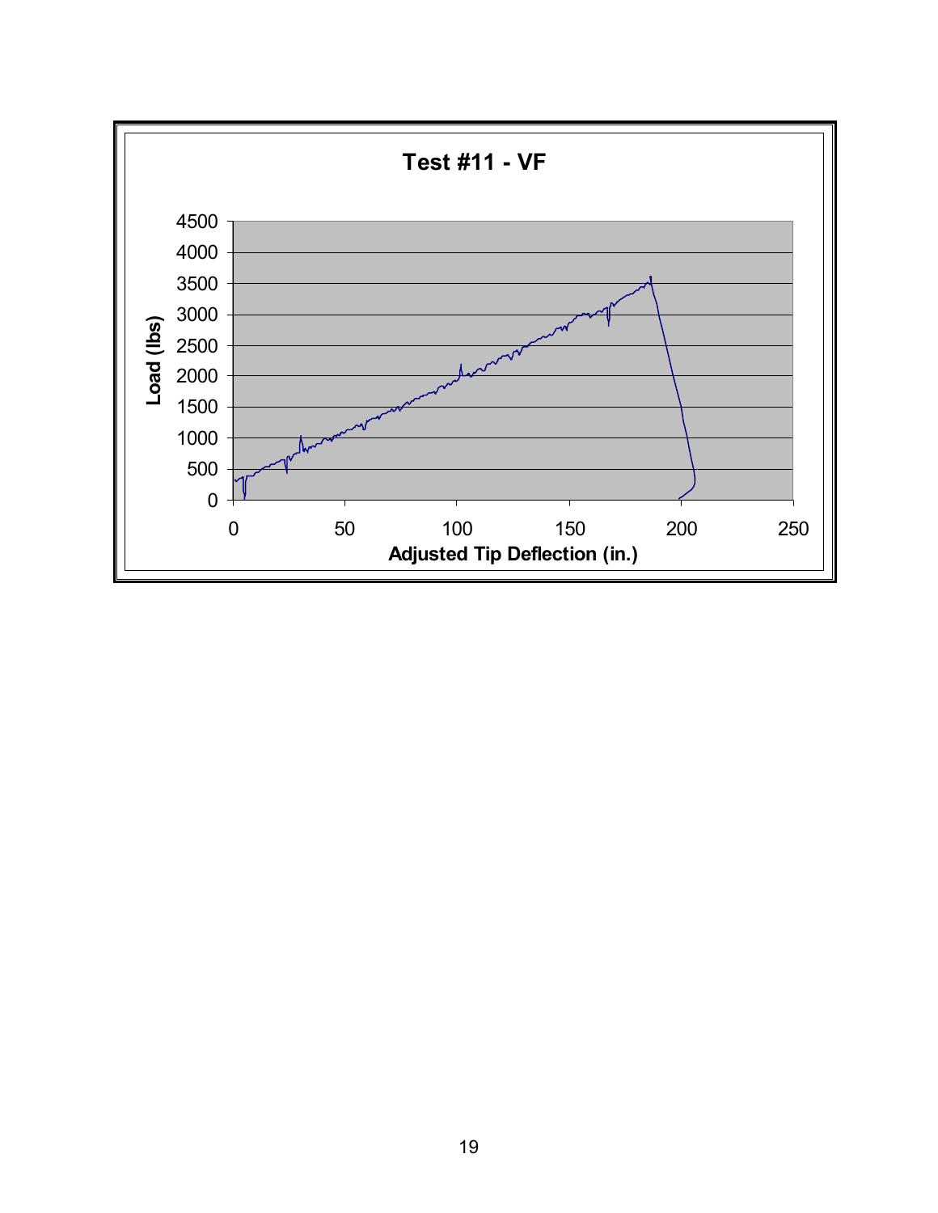**Test #11 - VF**

Load (lbs) vs. Adjusted Tip Deflection (in.)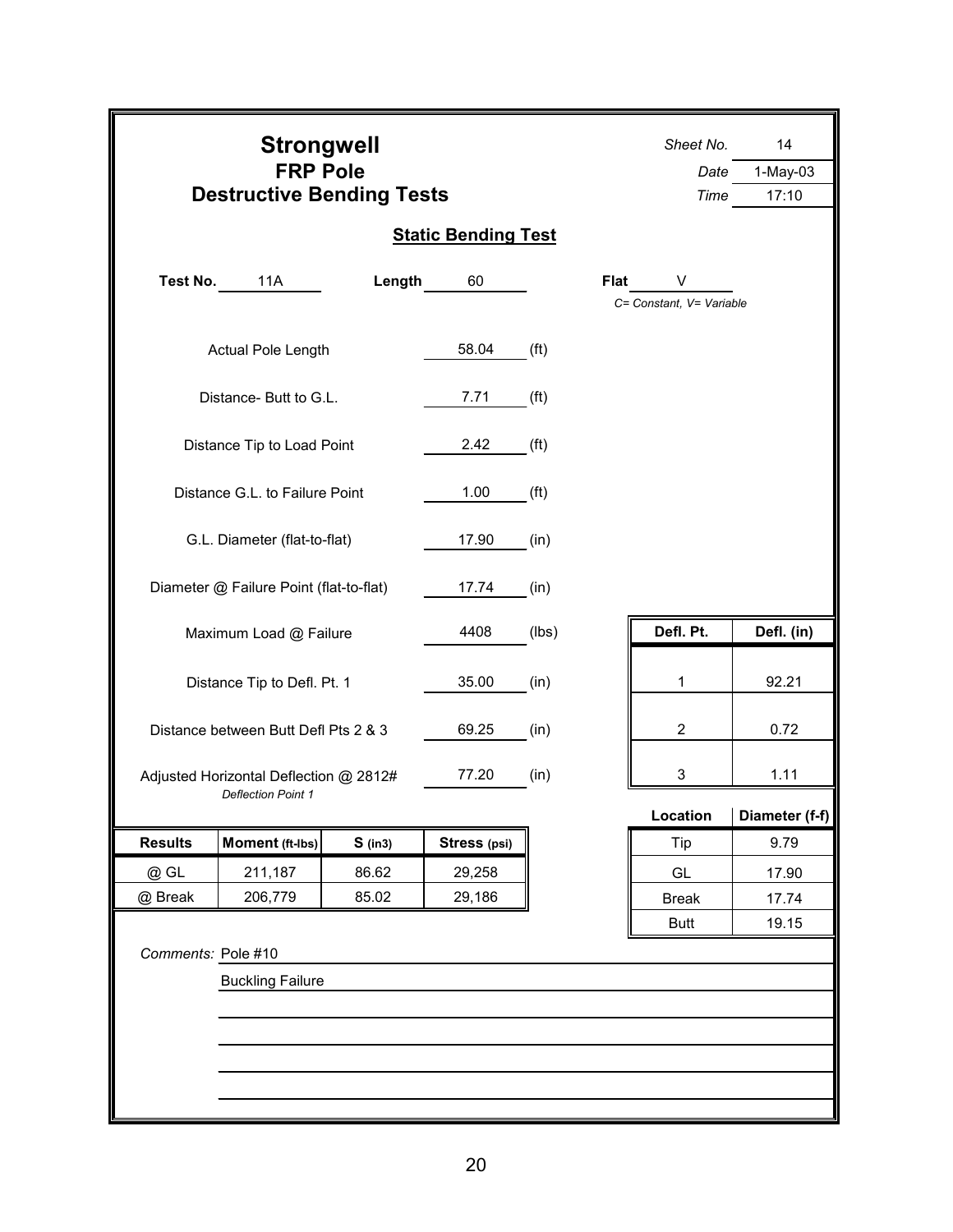# Strongwell

## FRP Pole

## Destructive Bending Tests

*Sheet No.* 14
*Date* 1-May-03
*Time* 17:10

### Static Bending Test

**Test No.** 11A **Length** 60 **Flat** V
*C= Constant, V= Variable*

| | | |
|---|---|---|
| Actual Pole Length | 58.04 | (ft) |
| Distance- Butt to G.L. | 7.71 | (ft) |
| Distance Tip to Load Point | 2.42 | (ft) |
| Distance G.L. to Failure Point | 1.00 | (ft) |
| G.L. Diameter (flat-to-flat) | 17.90 | (in) |
| Diameter @ Failure Point (flat-to-flat) | 17.74 | (in) |
| Maximum Load @ Failure | 4408 | (lbs) |
| Distance Tip to Defl. Pt. 1 | 35.00 | (in) |
| Distance between Butt Defl Pts 2 & 3 | 69.25 | (in) |
| Adjusted Horizontal Deflection @ 2812# *Deflection Point 1* | 77.20 | (in) |

| Defl. Pt. | Defl. (in) |
|---|---|
| 1 | 92.21 |
| 2 | 0.72 |
| 3 | 1.11 |

| Results | Moment (ft-lbs) | S (in3) | Stress (psi) |
|---|---|---|---|
| @ GL | 211,187 | 86.62 | 29,258 |
| @ Break | 206,779 | 85.02 | 29,186 |

| Location | Diameter (f-f) |
|---|---|
| Tip | 9.79 |
| GL | 17.90 |
| Break | 17.74 |
| Butt | 19.15 |

*Comments:* Pole #10

Buckling Failure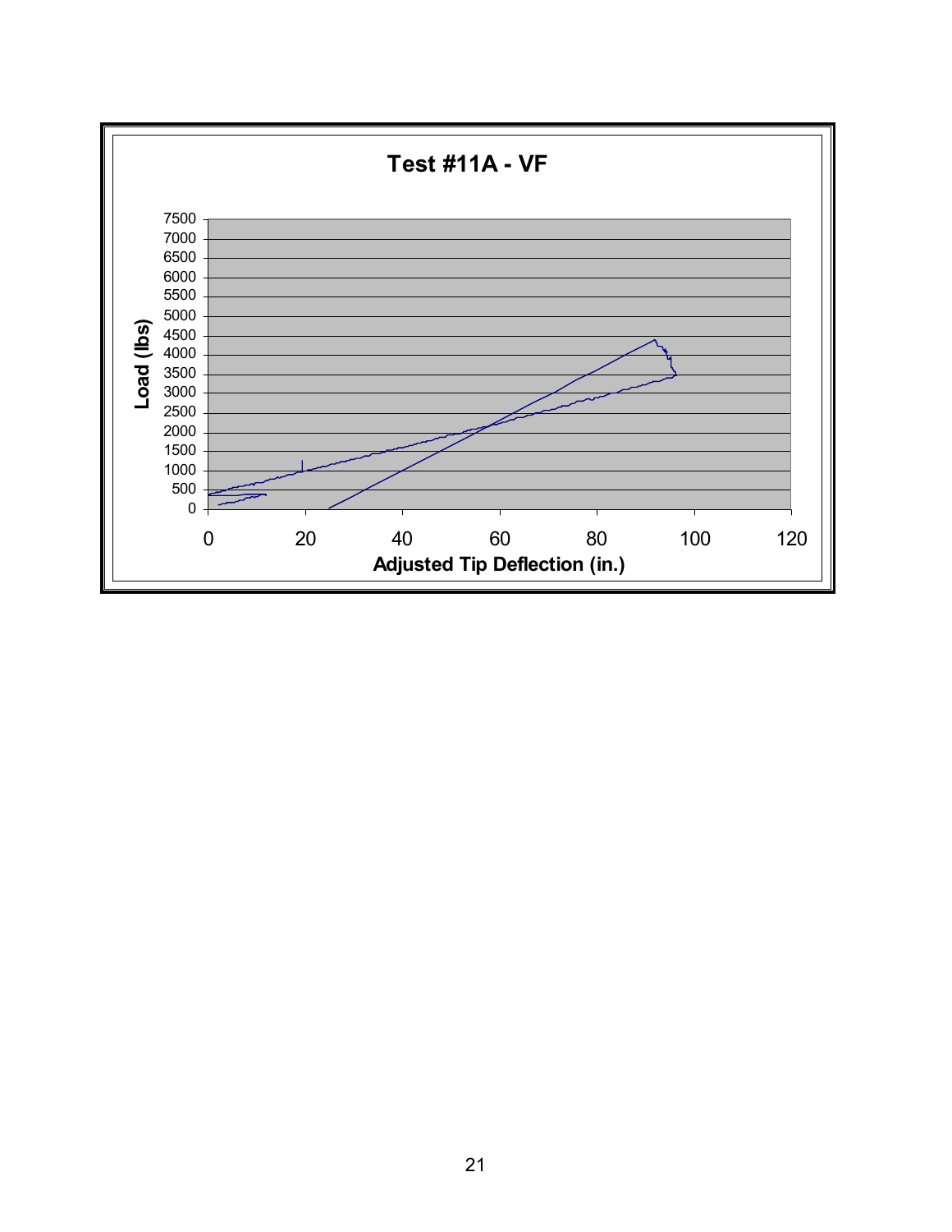**Test #11A - VF**

Load (lbs)

7500
7000
6500
6000
5500
5000
4500
4000
3500
3000
2500
2000
1500
1000
500
0

0 20 40 60 80 100 120

Adjusted Tip Deflection (in.)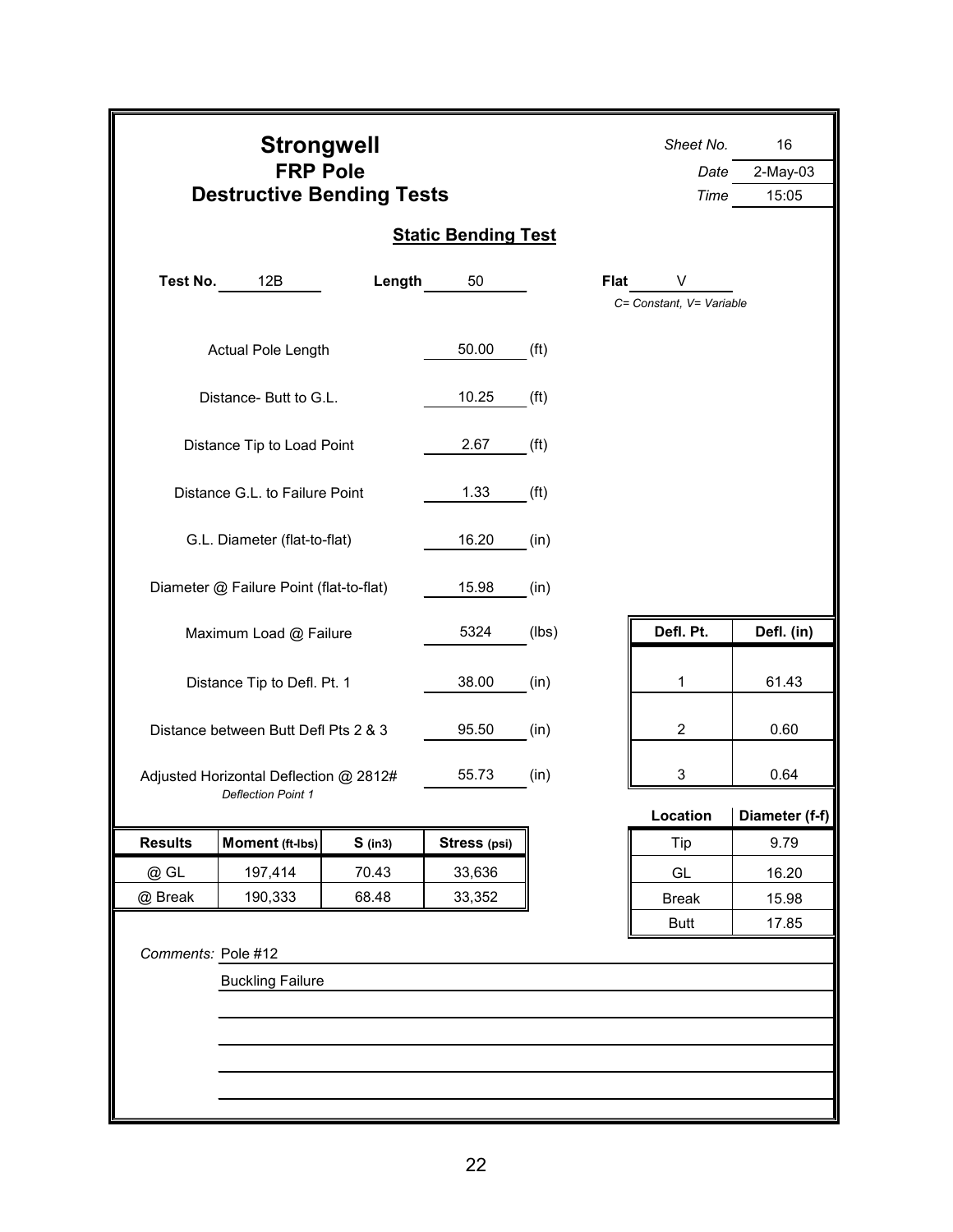# Strongwell

## FRP Pole

## Destructive Bending Tests

*Sheet No.* 16
*Date* 2-May-03
*Time* 15:05

### Static Bending Test

**Test No.** 12B **Length** 50 **Flat** V
*C= Constant, V= Variable*

| | | |
|---|---|---|
| Actual Pole Length | 50.00 | (ft) |
| Distance- Butt to G.L. | 10.25 | (ft) |
| Distance Tip to Load Point | 2.67 | (ft) |
| Distance G.L. to Failure Point | 1.33 | (ft) |
| G.L. Diameter (flat-to-flat) | 16.20 | (in) |
| Diameter @ Failure Point (flat-to-flat) | 15.98 | (in) |
| Maximum Load @ Failure | 5324 | (lbs) |
| Distance Tip to Defl. Pt. 1 | 38.00 | (in) |
| Distance between Butt Defl Pts 2 & 3 | 95.50 | (in) |
| Adjusted Horizontal Deflection @ 2812# *Deflection Point 1* | 55.73 | (in) |

| Defl. Pt. | Defl. (in) |
|---|---|
| 1 | 61.43 |
| 2 | 0.60 |
| 3 | 0.64 |

| Location | Diameter (f-f) |
|---|---|
| Tip | 9.79 |
| GL | 16.20 |
| Break | 15.98 |
| Butt | 17.85 |

| Results | Moment (ft-lbs) | S (in3) | Stress (psi) |
|---|---|---|---|
| @ GL | 197,414 | 70.43 | 33,636 |
| @ Break | 190,333 | 68.48 | 33,352 |

*Comments:* Pole #12

Buckling Failure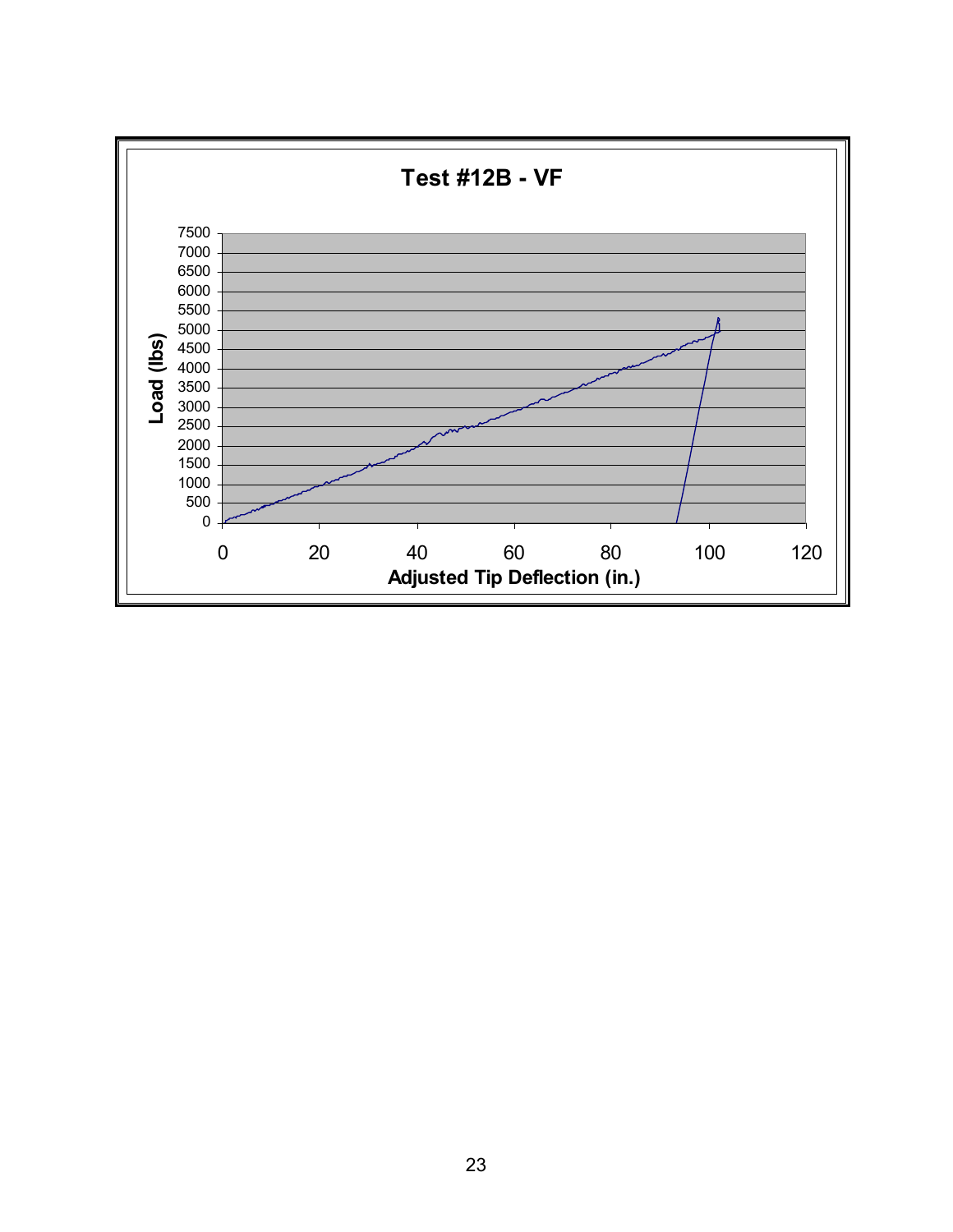**Test #12B - VF**

Load (lbs): 0, 500, 1000, 1500, 2000, 2500, 3000, 3500, 4000, 4500, 5000, 5500, 6000, 6500, 7000, 7500

Adjusted Tip Deflection (in.): 0, 20, 40, 60, 80, 100, 120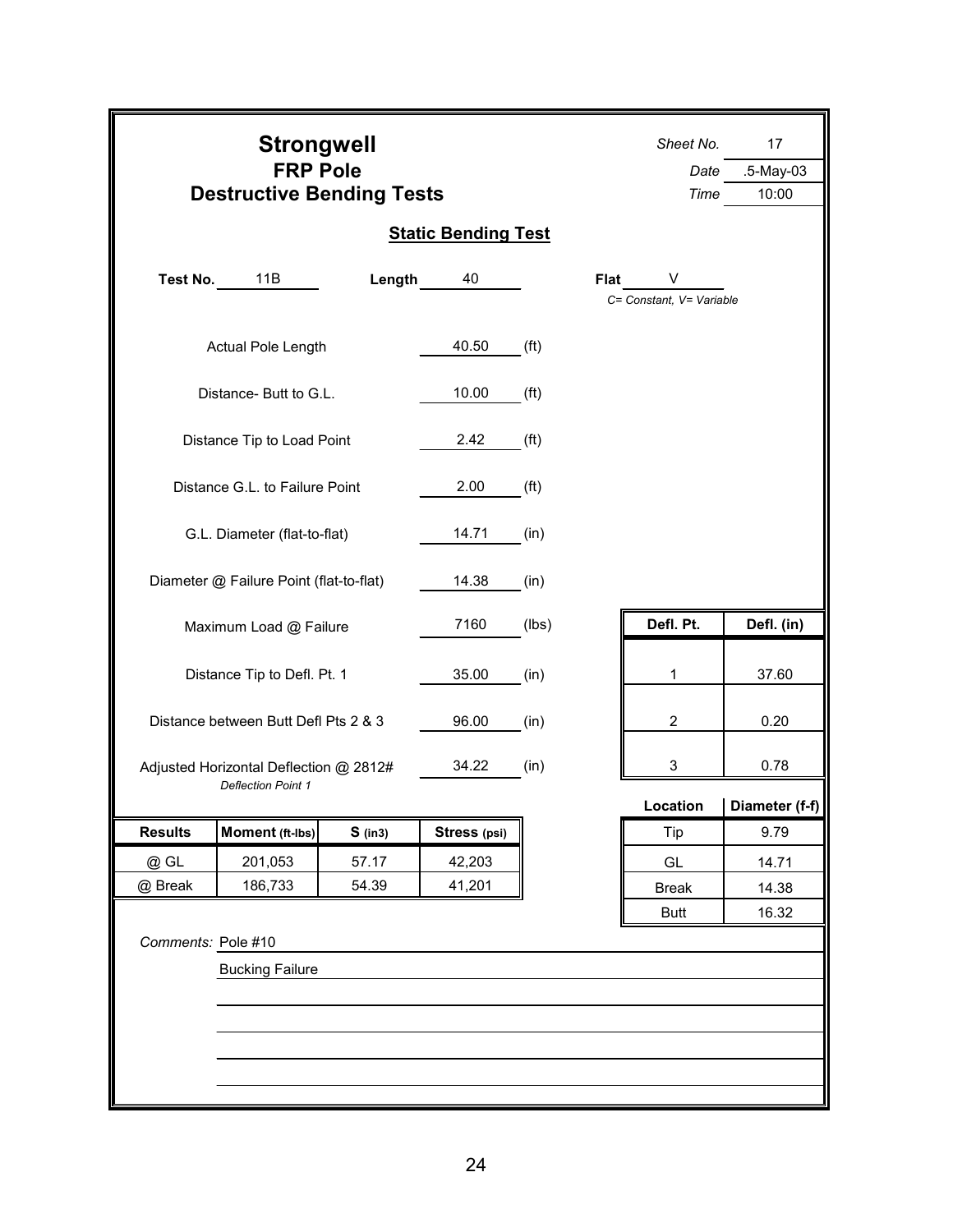# Strongwell

## FRP Pole

## Destructive Bending Tests

*Sheet No.* 17
*Date* .5-May-03
*Time* 10:00

### Static Bending Test

**Test No.** 11B **Length** 40 **Flat** V
*C= Constant, V= Variable*

| | | |
|---|---|---|
| Actual Pole Length | 40.50 | (ft) |
| Distance- Butt to G.L. | 10.00 | (ft) |
| Distance Tip to Load Point | 2.42 | (ft) |
| Distance G.L. to Failure Point | 2.00 | (ft) |
| G.L. Diameter (flat-to-flat) | 14.71 | (in) |
| Diameter @ Failure Point (flat-to-flat) | 14.38 | (in) |
| Maximum Load @ Failure | 7160 | (lbs) |
| Distance Tip to Defl. Pt. 1 | 35.00 | (in) |
| Distance between Butt Defl Pts 2 & 3 | 96.00 | (in) |
| Adjusted Horizontal Deflection @ 2812# *Deflection Point 1* | 34.22 | (in) |

| Defl. Pt. | Defl. (in) |
|---|---|
| 1 | 37.60 |
| 2 | 0.20 |
| 3 | 0.78 |

| Location | Diameter (f-f) |
|---|---|
| Tip | 9.79 |
| GL | 14.71 |
| Break | 14.38 |
| Butt | 16.32 |

| Results | Moment (ft-lbs) | S (in3) | Stress (psi) |
|---|---|---|---|
| @ GL | 201,053 | 57.17 | 42,203 |
| @ Break | 186,733 | 54.39 | 41,201 |

*Comments:* Pole #10

Bucking Failure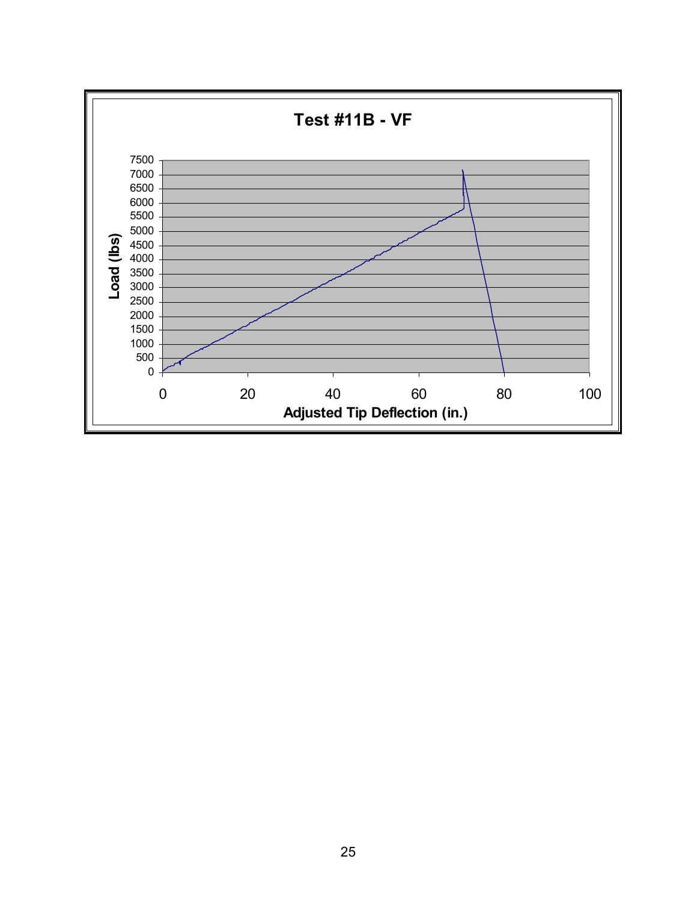**Test #11B - VF**

Load (lbs)

Adjusted Tip Deflection (in.)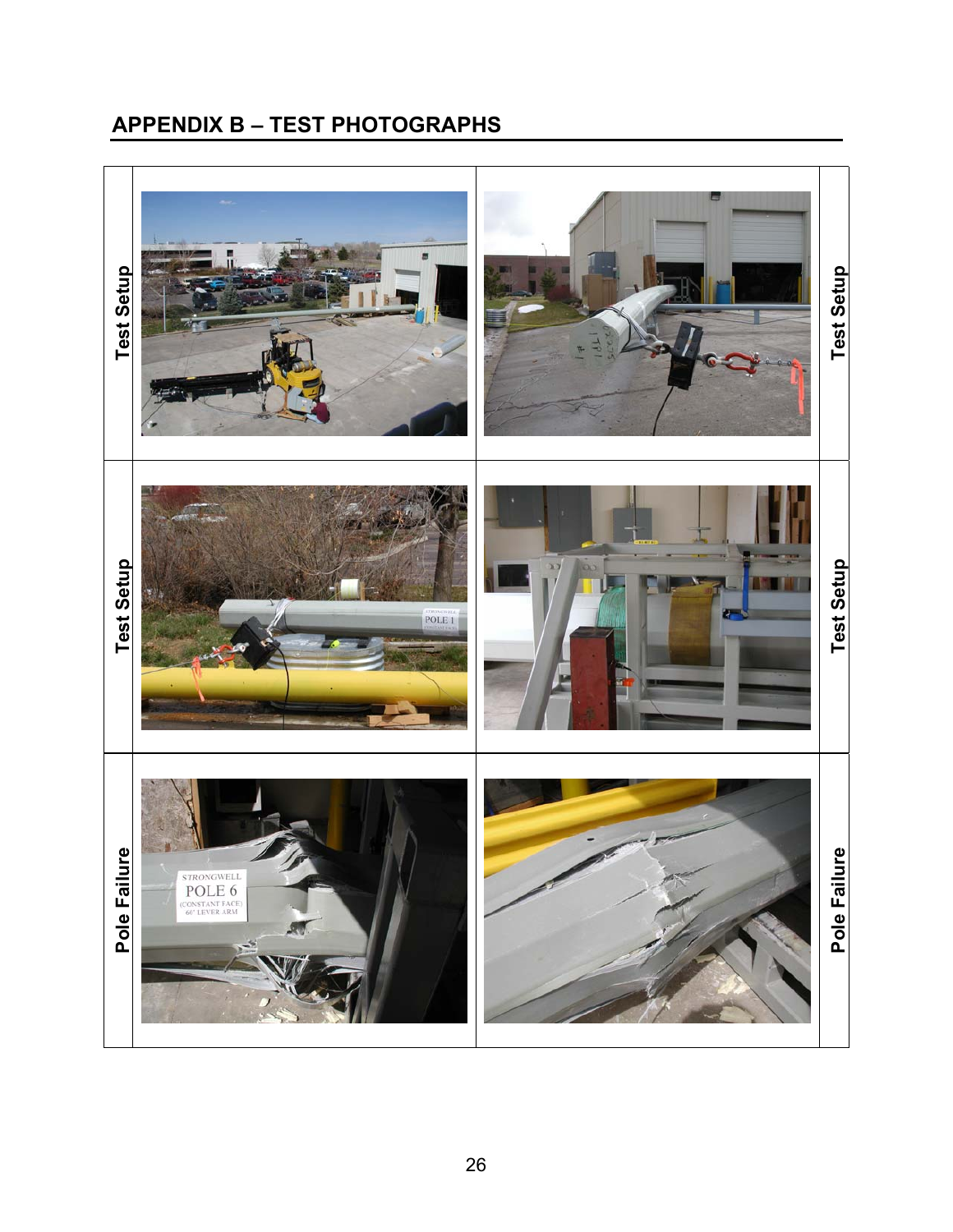## APPENDIX B – TEST PHOTOGRAPHS

| | | | |
|---|---|---|---|
| Test Setup | | | Test Setup |
| Test Setup | | | Test Setup |
| Pole Failure | | | Pole Failure |